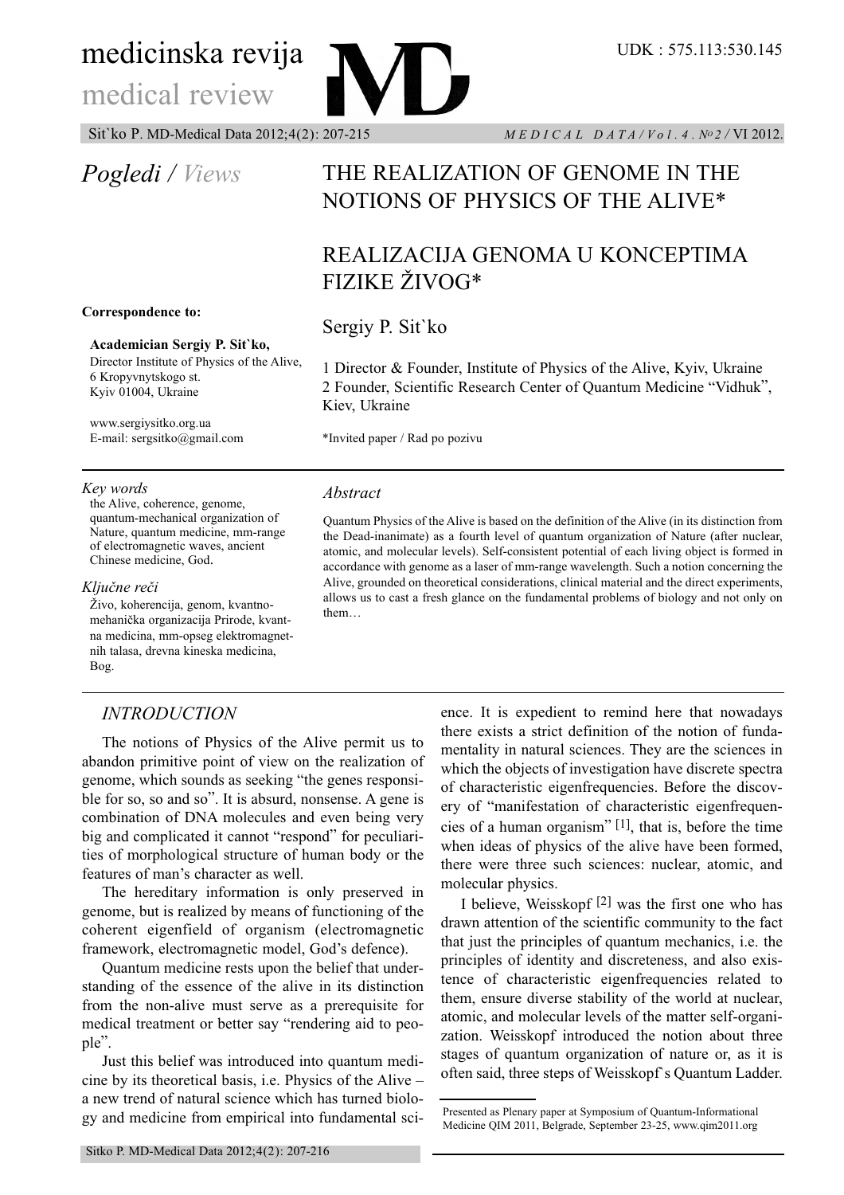UDK : 575.113:530.145

*Pogledi / Views*

# THE REALIZATION OF GENOME IN THE NOTIONS OF PHYSICS OF THE ALIVE*

# REALIZACIJA GENOMA U KONCEPTIMA FIZIKE ŽIVOG*

Sergiy P. Sit`ko

1 Director & Founder, Institute of Physics of the Alive, Kyiv, Ukraine
2 Founder, Scientific Research Center of Quantum Medicine "Vidhuk", Kiev, Ukraine

*Invited paper / Rad po pozivu

**Correspondence to:**

**Academician Sergiy P. Sit`ko,**
Director Institute of Physics of the Alive,
6 Kropyvnytskogo st.
Kyiv 01004, Ukraine

www.sergiysitko.org.ua
E-mail: sergsitko@gmail.com

*Key words*
the Alive, coherence, genome, quantum-mechanical organization of Nature, quantum medicine, mm-range of electromagnetic waves, ancient Chinese medicine, God.

*Ključne reči*
Živo, koherencija, genom, kvantno-mehanička organizacija Prirode, kvantna medicina, mm-opseg elektromagnetnih talasa, drevna kineska medicina, Bog.

*Abstract*

Quantum Physics of the Alive is based on the definition of the Alive (in its distinction from the Dead-inanimate) as a fourth level of quantum organization of Nature (after nuclear, atomic, and molecular levels). Self-consistent potential of each living object is formed in accordance with genome as a laser of mm-range wavelength. Such a notion concerning the Alive, grounded on theoretical considerations, clinical material and the direct experiments, allows us to cast a fresh glance on the fundamental problems of biology and not only on them…

## *INTRODUCTION*

The notions of Physics of the Alive permit us to abandon primitive point of view on the realization of genome, which sounds as seeking "the genes responsible for so, so and so". It is absurd, nonsense. A gene is combination of DNA molecules and even being very big and complicated it cannot "respond" for peculiarities of morphological structure of human body or the features of man's character as well.

The hereditary information is only preserved in genome, but is realized by means of functioning of the coherent eigenfield of organism (electromagnetic framework, electromagnetic model, God's defence).

Quantum medicine rests upon the belief that understanding of the essence of the alive in its distinction from the non-alive must serve as a prerequisite for medical treatment or better say "rendering aid to people".

Just this belief was introduced into quantum medicine by its theoretical basis, i.e. Physics of the Alive – a new trend of natural science which has turned biology and medicine from empirical into fundamental science. It is expedient to remind here that nowadays there exists a strict definition of the notion of fundamentality in natural sciences. They are the sciences in which the objects of investigation have discrete spectra of characteristic eigenfrequencies. Before the discovery of "manifestation of characteristic eigenfrequencies of a human organism" [1], that is, before the time when ideas of physics of the alive have been formed, there were three such sciences: nuclear, atomic, and molecular physics.

I believe, Weisskopf [2] was the first one who has drawn attention of the scientific community to the fact that just the principles of quantum mechanics, i.e. the principles of identity and discreteness, and also existence of characteristic eigenfrequencies related to them, ensure diverse stability of the world at nuclear, atomic, and molecular levels of the matter self-organization. Weisskopf introduced the notion about three stages of quantum organization of nature or, as it is often said, three steps of Weisskopf`s Quantum Ladder.

Presented as Plenary paper at Symposium of Quantum-Informational Medicine QIM 2011, Belgrade, September 23-25, www.qim2011.org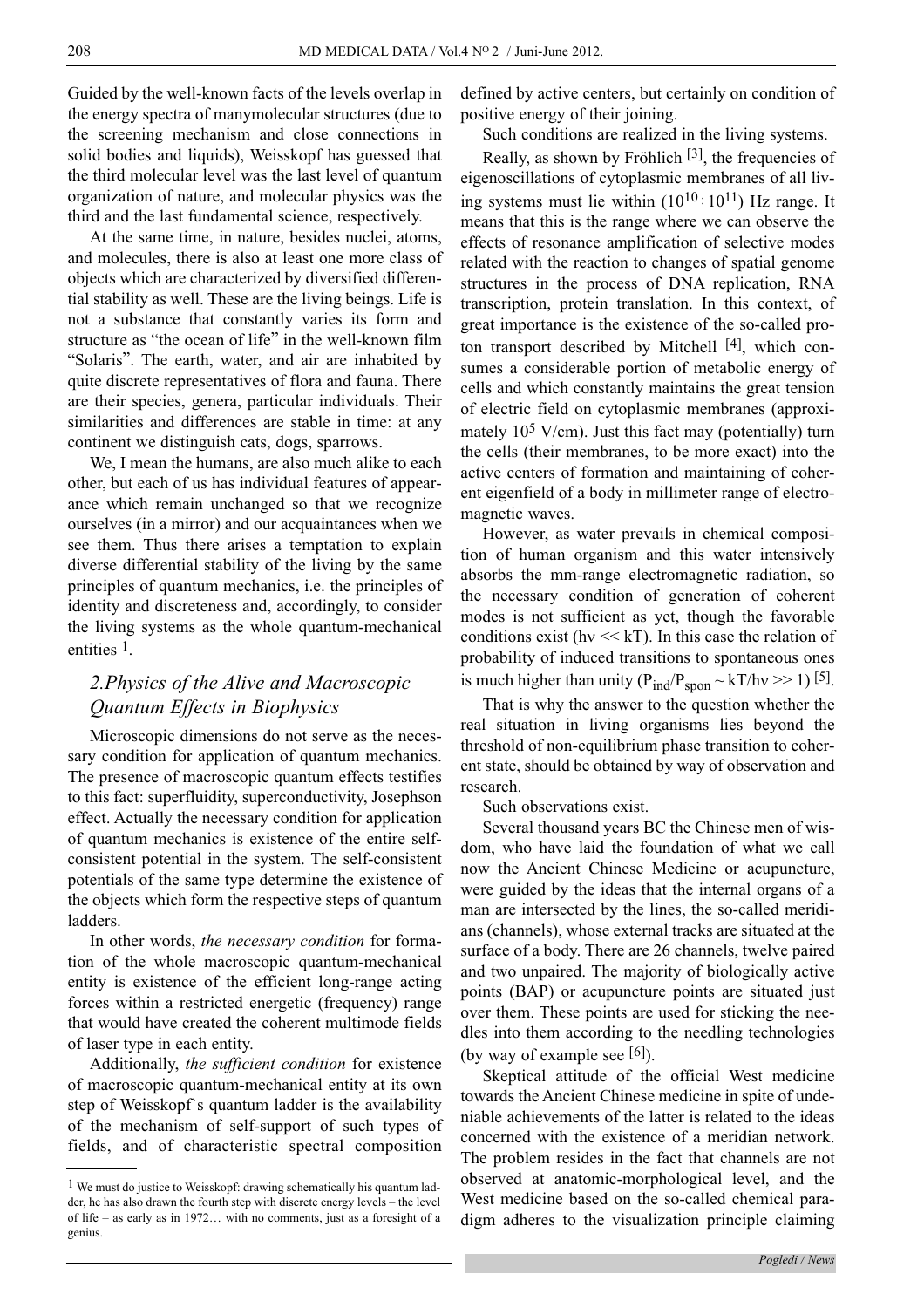Guided by the well-known facts of the levels overlap in the energy spectra of manymolecular structures (due to the screening mechanism and close connections in solid bodies and liquids), Weisskopf has guessed that the third molecular level was the last level of quantum organization of nature, and molecular physics was the third and the last fundamental science, respectively.

At the same time, in nature, besides nuclei, atoms, and molecules, there is also at least one more class of objects which are characterized by diversified differential stability as well. These are the living beings. Life is not a substance that constantly varies its form and structure as "the ocean of life" in the well-known film "Solaris". The earth, water, and air are inhabited by quite discrete representatives of flora and fauna. There are their species, genera, particular individuals. Their similarities and differences are stable in time: at any continent we distinguish cats, dogs, sparrows.

We, I mean the humans, are also much alike to each other, but each of us has individual features of appearance which remain unchanged so that we recognize ourselves (in a mirror) and our acquaintances when we see them. Thus there arises a temptation to explain diverse differential stability of the living by the same principles of quantum mechanics, i.e. the principles of identity and discreteness and, accordingly, to consider the living systems as the whole quantum-mechanical entities [1].

## 2.Physics of the Alive and Macroscopic Quantum Effects in Biophysics

Microscopic dimensions do not serve as the necessary condition for application of quantum mechanics. The presence of macroscopic quantum effects testifies to this fact: superfluidity, superconductivity, Josephson effect. Actually the necessary condition for application of quantum mechanics is existence of the entire self-consistent potential in the system. The self-consistent potentials of the same type determine the existence of the objects which form the respective steps of quantum ladders.

In other words, *the necessary condition* for formation of the whole macroscopic quantum-mechanical entity is existence of the efficient long-range acting forces within a restricted energetic (frequency) range that would have created the coherent multimode fields of laser type in each entity.

Additionally, *the sufficient condition* for existence of macroscopic quantum-mechanical entity at its own step of Weisskopf`s quantum ladder is the availability of the mechanism of self-support of such types of fields, and of characteristic spectral composition defined by active centers, but certainly on condition of positive energy of their joining.

Such conditions are realized in the living systems.

Really, as shown by Fröhlich [3], the frequencies of eigenoscillations of cytoplasmic membranes of all living systems must lie within ($10^{10}$÷$10^{11}$) Hz range. It means that this is the range where we can observe the effects of resonance amplification of selective modes related with the reaction to changes of spatial genome structures in the process of DNA replication, RNA transcription, protein translation. In this context, of great importance is the existence of the so-called proton transport described by Mitchell [4], which consumes a considerable portion of metabolic energy of cells and which constantly maintains the great tension of electric field on cytoplasmic membranes (approximately $10^5$ V/cm). Just this fact may (potentially) turn the cells (their membranes, to be more exact) into the active centers of formation and maintaining of coherent eigenfield of a body in millimeter range of electromagnetic waves.

However, as water prevails in chemical composition of human organism and this water intensively absorbs the mm-range electromagnetic radiation, so the necessary condition of generation of coherent modes is not sufficient as yet, though the favorable conditions exist ($h\nu \ll kT$). In this case the relation of probability of induced transitions to spontaneous ones is much higher than unity ($P_{ind}/P_{spon} \sim kT/h\nu \gg 1$) [5].

That is why the answer to the question whether the real situation in living organisms lies beyond the threshold of non-equilibrium phase transition to coherent state, should be obtained by way of observation and research.

Such observations exist.

Several thousand years BC the Chinese men of wisdom, who have laid the foundation of what we call now the Ancient Chinese Medicine or acupuncture, were guided by the ideas that the internal organs of a man are intersected by the lines, the so-called meridians (channels), whose external tracks are situated at the surface of a body. There are 26 channels, twelve paired and two unpaired. The majority of biologically active points (BAP) or acupuncture points are situated just over them. These points are used for sticking the needles into them according to the needling technologies (by way of example see [6]).

Skeptical attitude of the official West medicine towards the Ancient Chinese medicine in spite of undeniable achievements of the latter is related to the ideas concerned with the existence of a meridian network. The problem resides in the fact that channels are not observed at anatomic-morphological level, and the West medicine based on the so-called chemical paradigm adheres to the visualization principle claiming

[1] We must do justice to Weisskopf: drawing schematically his quantum ladder, he has also drawn the fourth step with discrete energy levels – the level of life – as early as in 1972… with no comments, just as a foresight of a genius.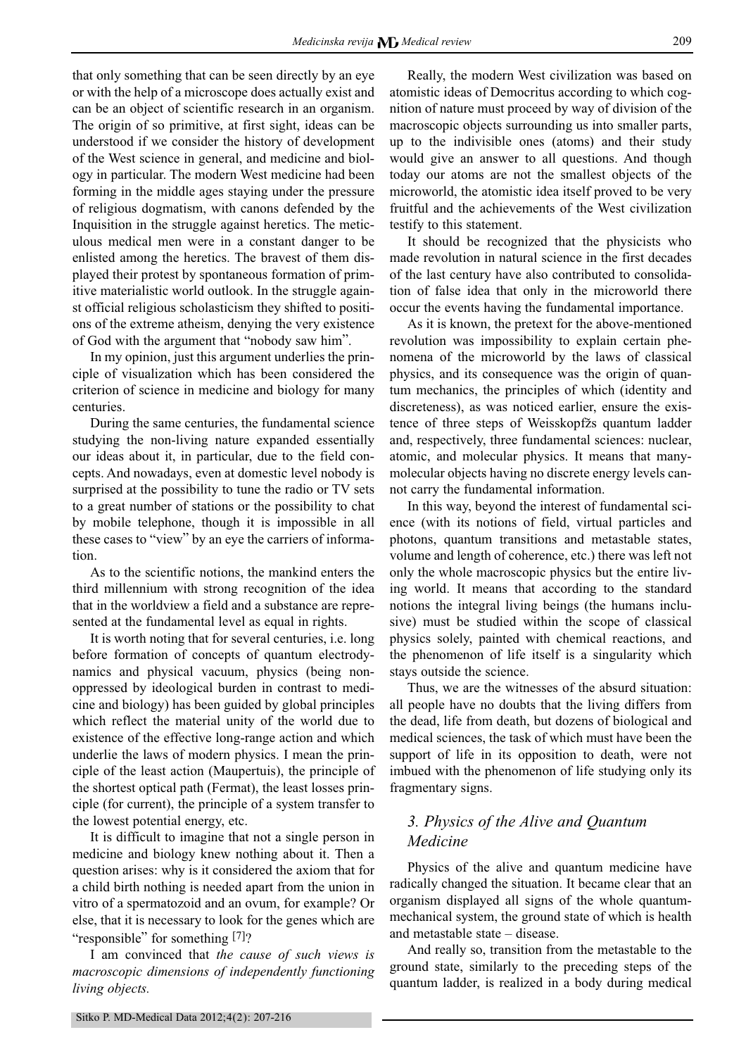that only something that can be seen directly by an eye or with the help of a microscope does actually exist and can be an object of scientific research in an organism. The origin of so primitive, at first sight, ideas can be understood if we consider the history of development of the West science in general, and medicine and biology in particular. The modern West medicine had been forming in the middle ages staying under the pressure of religious dogmatism, with canons defended by the Inquisition in the struggle against heretics. The meticulous medical men were in a constant danger to be enlisted among the heretics. The bravest of them displayed their protest by spontaneous formation of primitive materialistic world outlook. In the struggle against official religious scholasticism they shifted to positions of the extreme atheism, denying the very existence of God with the argument that "nobody saw him".

In my opinion, just this argument underlies the principle of visualization which has been considered the criterion of science in medicine and biology for many centuries.

During the same centuries, the fundamental science studying the non-living nature expanded essentially our ideas about it, in particular, due to the field concepts. And nowadays, even at domestic level nobody is surprised at the possibility to tune the radio or TV sets to a great number of stations or the possibility to chat by mobile telephone, though it is impossible in all these cases to "view" by an eye the carriers of information.

As to the scientific notions, the mankind enters the third millennium with strong recognition of the idea that in the worldview a field and a substance are represented at the fundamental level as equal in rights.

It is worth noting that for several centuries, i.e. long before formation of concepts of quantum electrodynamics and physical vacuum, physics (being non-oppressed by ideological burden in contrast to medicine and biology) has been guided by global principles which reflect the material unity of the world due to existence of the effective long-range action and which underlie the laws of modern physics. I mean the principle of the least action (Maupertuis), the principle of the shortest optical path (Fermat), the least losses principle (for current), the principle of a system transfer to the lowest potential energy, etc.

It is difficult to imagine that not a single person in medicine and biology knew nothing about it. Then a question arises: why is it considered the axiom that for a child birth nothing is needed apart from the union in vitro of a spermatozoid and an ovum, for example? Or else, that it is necessary to look for the genes which are "responsible" for something [7]?

I am convinced that *the cause of such views is macroscopic dimensions of independently functioning living objects.*

Really, the modern West civilization was based on atomistic ideas of Democritus according to which cognition of nature must proceed by way of division of the macroscopic objects surrounding us into smaller parts, up to the indivisible ones (atoms) and their study would give an answer to all questions. And though today our atoms are not the smallest objects of the microworld, the atomistic idea itself proved to be very fruitful and the achievements of the West civilization testify to this statement.

It should be recognized that the physicists who made revolution in natural science in the first decades of the last century have also contributed to consolidation of false idea that only in the microworld there occur the events having the fundamental importance.

As it is known, the pretext for the above-mentioned revolution was impossibility to explain certain phenomena of the microworld by the laws of classical physics, and its consequence was the origin of quantum mechanics, the principles of which (identity and discreteness), as was noticed earlier, ensure the existence of three steps of Weisskopfžs quantum ladder and, respectively, three fundamental sciences: nuclear, atomic, and molecular physics. It means that many-molecular objects having no discrete energy levels cannot carry the fundamental information.

In this way, beyond the interest of fundamental science (with its notions of field, virtual particles and photons, quantum transitions and metastable states, volume and length of coherence, etc.) there was left not only the whole macroscopic physics but the entire living world. It means that according to the standard notions the integral living beings (the humans inclusive) must be studied within the scope of classical physics solely, painted with chemical reactions, and the phenomenon of life itself is a singularity which stays outside the science.

Thus, we are the witnesses of the absurd situation: all people have no doubts that the living differs from the dead, life from death, but dozens of biological and medical sciences, the task of which must have been the support of life in its opposition to death, were not imbued with the phenomenon of life studying only its fragmentary signs.

## *3. Physics of the Alive and Quantum Medicine*

Physics of the alive and quantum medicine have radically changed the situation. It became clear that an organism displayed all signs of the whole quantum-mechanical system, the ground state of which is health and metastable state – disease.

And really so, transition from the metastable to the ground state, similarly to the preceding steps of the quantum ladder, is realized in a body during medical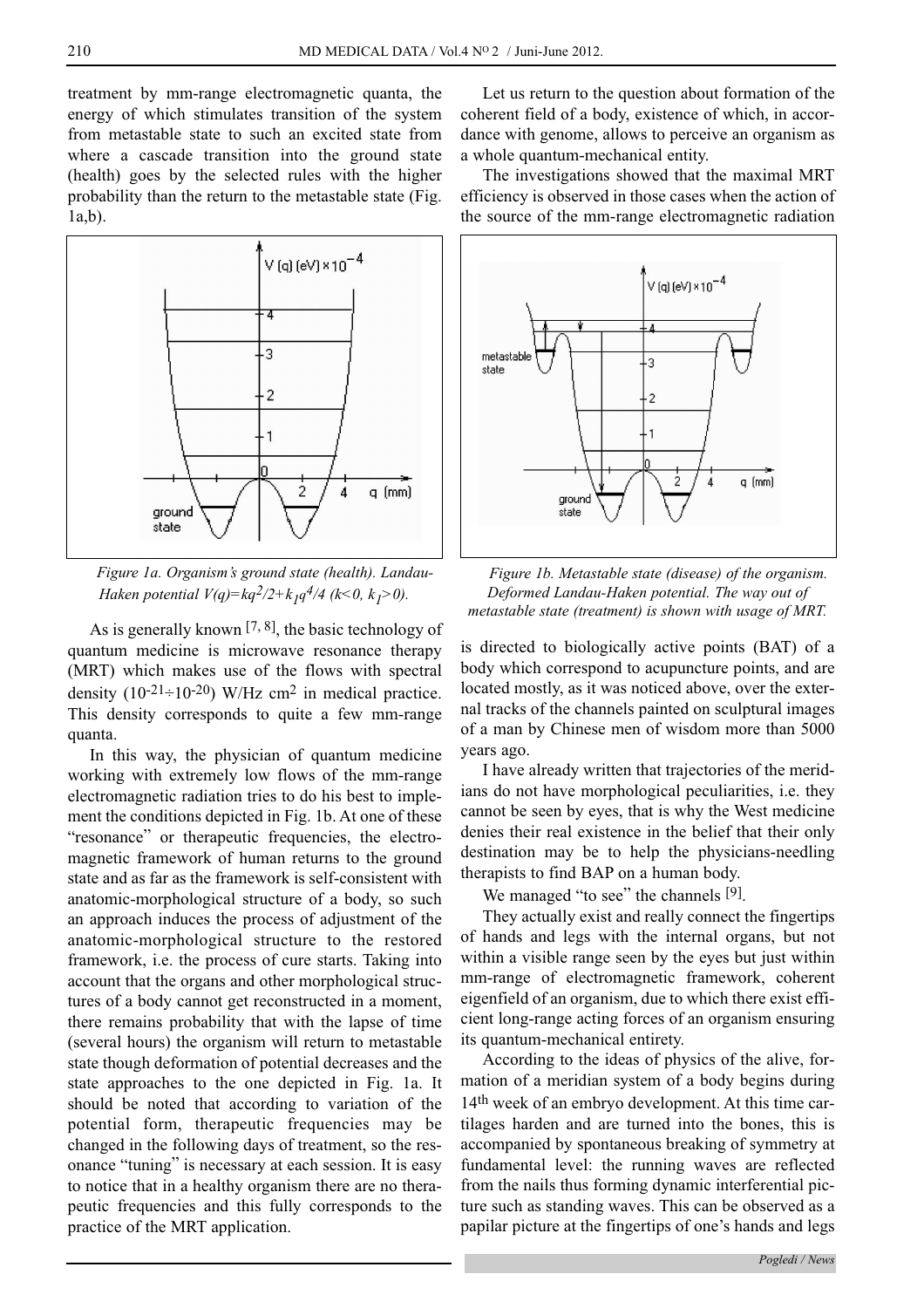treatment by mm-range electromagnetic quanta, the energy of which stimulates transition of the system from metastable state to such an excited state from where a cascade transition into the ground state (health) goes by the selected rules with the higher probability than the return to the metastable state (Fig. 1a,b).

*Figure 1a. Organism's ground state (health). Landau-Haken potential $V(q)=kq^2/2+k_1q^4/4$ ($k<0$, $k_1>0$).*

As is generally known [7, 8], the basic technology of quantum medicine is microwave resonance therapy (MRT) which makes use of the flows with spectral density ($10^{-21}\div10^{-20}$) W/Hz cm$^2$ in medical practice. This density corresponds to quite a few mm-range quanta.

In this way, the physician of quantum medicine working with extremely low flows of the mm-range electromagnetic radiation tries to do his best to implement the conditions depicted in Fig. 1b. At one of these "resonance" or therapeutic frequencies, the electromagnetic framework of human returns to the ground state and as far as the framework is self-consistent with anatomic-morphological structure of a body, so such an approach induces the process of adjustment of the anatomic-morphological structure to the restored framework, i.e. the process of cure starts. Taking into account that the organs and other morphological structures of a body cannot get reconstructed in a moment, there remains probability that with the lapse of time (several hours) the organism will return to metastable state though deformation of potential decreases and the state approaches to the one depicted in Fig. 1a. It should be noted that according to variation of the potential form, therapeutic frequencies may be changed in the following days of treatment, so the resonance "tuning" is necessary at each session. It is easy to notice that in a healthy organism there are no therapeutic frequencies and this fully corresponds to the practice of the MRT application.

Let us return to the question about formation of the coherent field of a body, existence of which, in accordance with genome, allows to perceive an organism as a whole quantum-mechanical entity.

The investigations showed that the maximal MRT efficiency is observed in those cases when the action of the source of the mm-range electromagnetic radiation

*Figure 1b. Metastable state (disease) of the organism. Deformed Landau-Haken potential. The way out of metastable state (treatment) is shown with usage of MRT.*

is directed to biologically active points (BAT) of a body which correspond to acupuncture points, and are located mostly, as it was noticed above, over the external tracks of the channels painted on sculptural images of a man by Chinese men of wisdom more than 5000 years ago.

I have already written that trajectories of the meridians do not have morphological peculiarities, i.e. they cannot be seen by eyes, that is why the West medicine denies their real existence in the belief that their only destination may be to help the physicians-needling therapists to find BAP on a human body.

We managed "to see" the channels [9].

They actually exist and really connect the fingertips of hands and legs with the internal organs, but not within a visible range seen by the eyes but just within mm-range of electromagnetic framework, coherent eigenfield of an organism, due to which there exist efficient long-range acting forces of an organism ensuring its quantum-mechanical entirety.

According to the ideas of physics of the alive, formation of a meridian system of a body begins during 14th week of an embryo development. At this time cartilages harden and are turned into the bones, this is accompanied by spontaneous breaking of symmetry at fundamental level: the running waves are reflected from the nails thus forming dynamic interferential picture such as standing waves. This can be observed as a papilar picture at the fingertips of one's hands and legs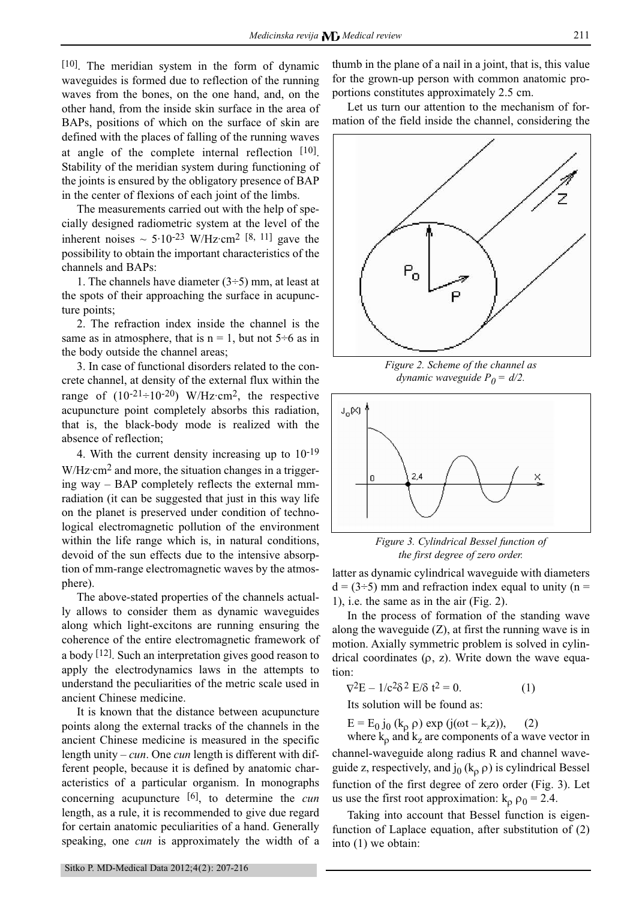[10]. The meridian system in the form of dynamic waveguides is formed due to reflection of the running waves from the bones, on the one hand, and, on the other hand, from the inside skin surface in the area of BAPs, positions of which on the surface of skin are defined with the places of falling of the running waves at angle of the complete internal reflection [10]. Stability of the meridian system during functioning of the joints is ensured by the obligatory presence of BAP in the center of flexions of each joint of the limbs.

The measurements carried out with the help of specially designed radiometric system at the level of the inherent noises $\sim 5 \cdot 10^{-23}$ W/Hz·cm$^2$ [8, 11] gave the possibility to obtain the important characteristics of the channels and BAPs:

1. The channels have diameter (3÷5) mm, at least at the spots of their approaching the surface in acupuncture points;
2. The refraction index inside the channel is the same as in atmosphere, that is $n = 1$, but not 5÷6 as in the body outside the channel areas;
3. In case of functional disorders related to the concrete channel, at density of the external flux within the range of $(10^{-21} \div 10^{-20})$ W/Hz·cm$^2$, the respective acupuncture point completely absorbs this radiation, that is, the black-body mode is realized with the absence of reflection;
4. With the current density increasing up to $10^{-19}$ W/Hz·cm$^2$ and more, the situation changes in a triggering way – BAP completely reflects the external mm-radiation (it can be suggested that just in this way life on the planet is preserved under condition of technological electromagnetic pollution of the environment within the life range which is, in natural conditions, devoid of the sun effects due to the intensive absorption of mm-range electromagnetic waves by the atmosphere).

The above-stated properties of the channels actually allows to consider them as dynamic waveguides along which light-excitons are running ensuring the coherence of the entire electromagnetic framework of a body [12]. Such an interpretation gives good reason to apply the electrodynamics laws in the attempts to understand the peculiarities of the metric scale used in ancient Chinese medicine.

It is known that the distance between acupuncture points along the external tracks of the channels in the ancient Chinese medicine is measured in the specific length unity – *cun*. One *cun* length is different with different people, because it is defined by anatomic characteristics of a particular organism. In monographs concerning acupuncture [6], to determine the *cun* length, as a rule, it is recommended to give due regard for certain anatomic peculiarities of a hand. Generally speaking, one *cun* is approximately the width of a thumb in the plane of a nail in a joint, that is, this value for the grown-up person with common anatomic proportions constitutes approximately 2.5 cm.

Let us turn our attention to the mechanism of formation of the field inside the channel, considering the latter as dynamic cylindrical waveguide with diameters $d = (3 \div 5)$ mm and refraction index equal to unity ($n = 1$), i.e. the same as in the air (Fig. 2).

*Figure 2. Scheme of the channel as dynamic waveguide $P_0 = d/2$.*

*Figure 3. Cylindrical Bessel function of the first degree of zero order.*

In the process of formation of the standing wave along the waveguide (Z), at first the running wave is in motion. Axially symmetric problem is solved in cylindrical coordinates ($\rho$, z). Write down the wave equation:

$$\nabla^2 E - 1/c^2 \delta^2 E/\delta t^2 = 0. \qquad (1)$$

Its solution will be found as:

$$E = E_0 \, j_0 (k_\rho \rho) \exp (j(\omega t - k_z z)), \qquad (2)$$

where $k_\rho$ and $k_z$ are components of a wave vector in channel-waveguide along radius R and channel waveguide z, respectively, and $j_0 (k_\rho \rho)$ is cylindrical Bessel function of the first degree of zero order (Fig. 3). Let us use the first root approximation: $k_\rho \rho_0 = 2.4$.

Taking into account that Bessel function is eigenfunction of Laplace equation, after substitution of (2) into (1) we obtain: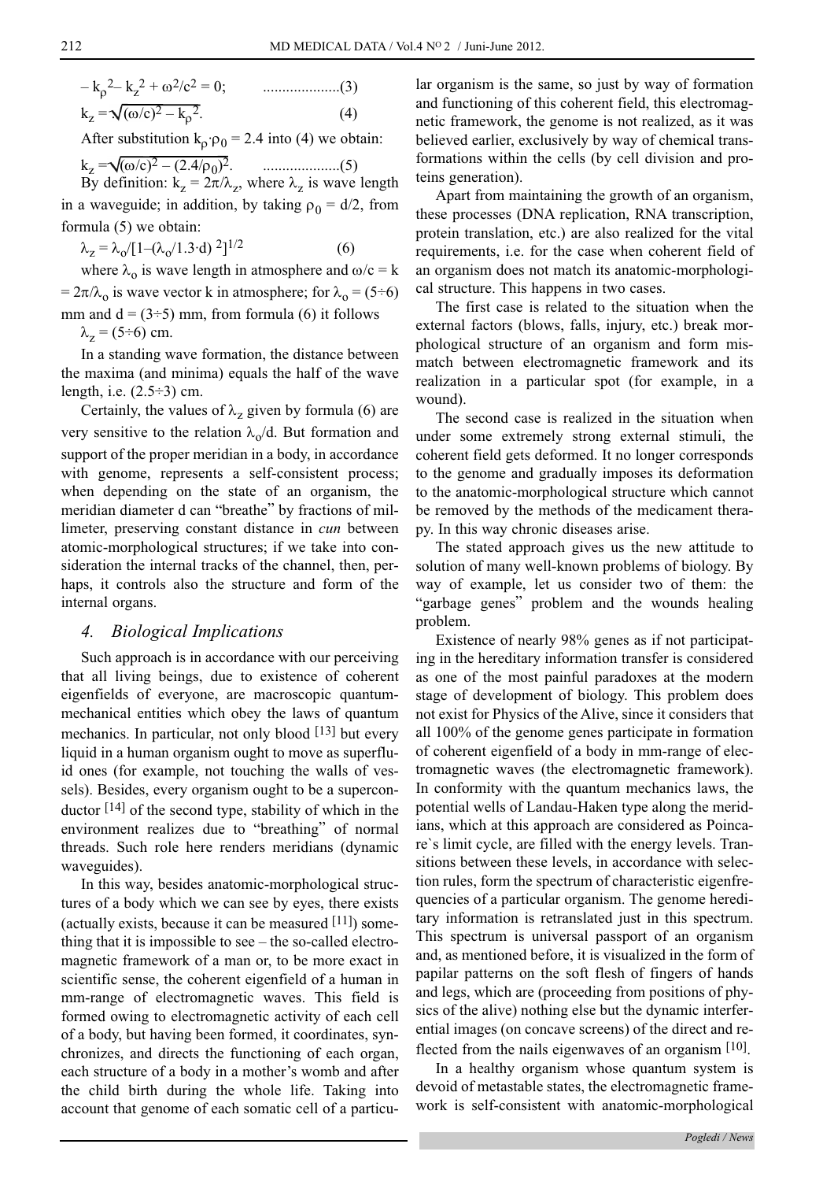$$-k_\rho^2 - k_z^2 + \omega^2/c^2 = 0; \qquad \text{....................(3)}$$

$$k_z = \sqrt{(\omega/c)^2 - k_\rho^2}. \qquad (4)$$

After substitution $k_\rho \cdot \rho_0 = 2.4$ into (4) we obtain:

$$k_z = \sqrt{(\omega/c)^2 - (2.4/\rho_0)^2}. \qquad \text{....................(5)}$$

By definition: $k_z = 2\pi/\lambda_z$, where $\lambda_z$ is wave length in a waveguide; in addition, by taking $\rho_0 = d/2$, from formula (5) we obtain:

$$\lambda_z = \lambda_o/[1-(\lambda_o/1.3 \cdot d)^2]^{1/2} \qquad (6)$$

where $\lambda_o$ is wave length in atmosphere and $\omega/c = k = 2\pi/\lambda_o$ is wave vector k in atmosphere; for $\lambda_o = (5\div6)$ mm and $d = (3\div5)$ mm, from formula (6) it follows

$\lambda_z = (5\div6)$ cm.

In a standing wave formation, the distance between the maxima (and minima) equals the half of the wave length, i.e. $(2.5\div3)$ cm.

Certainly, the values of $\lambda_z$ given by formula (6) are very sensitive to the relation $\lambda_o/d$. But formation and support of the proper meridian in a body, in accordance with genome, represents a self-consistent process; when depending on the state of an organism, the meridian diameter d can "breathe" by fractions of millimeter, preserving constant distance in *cun* between atomic-morphological structures; if we take into consideration the internal tracks of the channel, then, perhaps, it controls also the structure and form of the internal organs.

## *4. Biological Implications*

Such approach is in accordance with our perceiving that all living beings, due to existence of coherent eigenfields of everyone, are macroscopic quantum-mechanical entities which obey the laws of quantum mechanics. In particular, not only blood [13] but every liquid in a human organism ought to move as superfluid ones (for example, not touching the walls of vessels). Besides, every organism ought to be a superconductor [14] of the second type, stability of which in the environment realizes due to "breathing" of normal threads. Such role here renders meridians (dynamic waveguides).

In this way, besides anatomic-morphological structures of a body which we can see by eyes, there exists (actually exists, because it can be measured [11]) something that it is impossible to see – the so-called electromagnetic framework of a man or, to be more exact in scientific sense, the coherent eigenfield of a human in mm-range of electromagnetic waves. This field is formed owing to electromagnetic activity of each cell of a body, but having been formed, it coordinates, synchronizes, and directs the functioning of each organ, each structure of a body in a mother's womb and after the child birth during the whole life. Taking into account that genome of each somatic cell of a particular organism is the same, so just by way of formation and functioning of this coherent field, this electromagnetic framework, the genome is not realized, as it was believed earlier, exclusively by way of chemical transformations within the cells (by cell division and proteins generation).

Apart from maintaining the growth of an organism, these processes (DNA replication, RNA transcription, protein translation, etc.) are also realized for the vital requirements, i.e. for the case when coherent field of an organism does not match its anatomic-morphological structure. This happens in two cases.

The first case is related to the situation when the external factors (blows, falls, injury, etc.) break morphological structure of an organism and form mismatch between electromagnetic framework and its realization in a particular spot (for example, in a wound).

The second case is realized in the situation when under some extremely strong external stimuli, the coherent field gets deformed. It no longer corresponds to the genome and gradually imposes its deformation to the anatomic-morphological structure which cannot be removed by the methods of the medicament therapy. In this way chronic diseases arise.

The stated approach gives us the new attitude to solution of many well-known problems of biology. By way of example, let us consider two of them: the "garbage genes" problem and the wounds healing problem.

Existence of nearly 98% genes as if not participating in the hereditary information transfer is considered as one of the most painful paradoxes at the modern stage of development of biology. This problem does not exist for Physics of the Alive, since it considers that all 100% of the genome genes participate in formation of coherent eigenfield of a body in mm-range of electromagnetic waves (the electromagnetic framework). In conformity with the quantum mechanics laws, the potential wells of Landau-Haken type along the meridians, which at this approach are considered as Poincare`s limit cycle, are filled with the energy levels. Transitions between these levels, in accordance with selection rules, form the spectrum of characteristic eigenfrequencies of a particular organism. The genome hereditary information is retranslated just in this spectrum. This spectrum is universal passport of an organism and, as mentioned before, it is visualized in the form of papilar patterns on the soft flesh of fingers of hands and legs, which are (proceeding from positions of physics of the alive) nothing else but the dynamic interferential images (on concave screens) of the direct and reflected from the nails eigenwaves of an organism [10].

In a healthy organism whose quantum system is devoid of metastable states, the electromagnetic framework is self-consistent with anatomic-morphological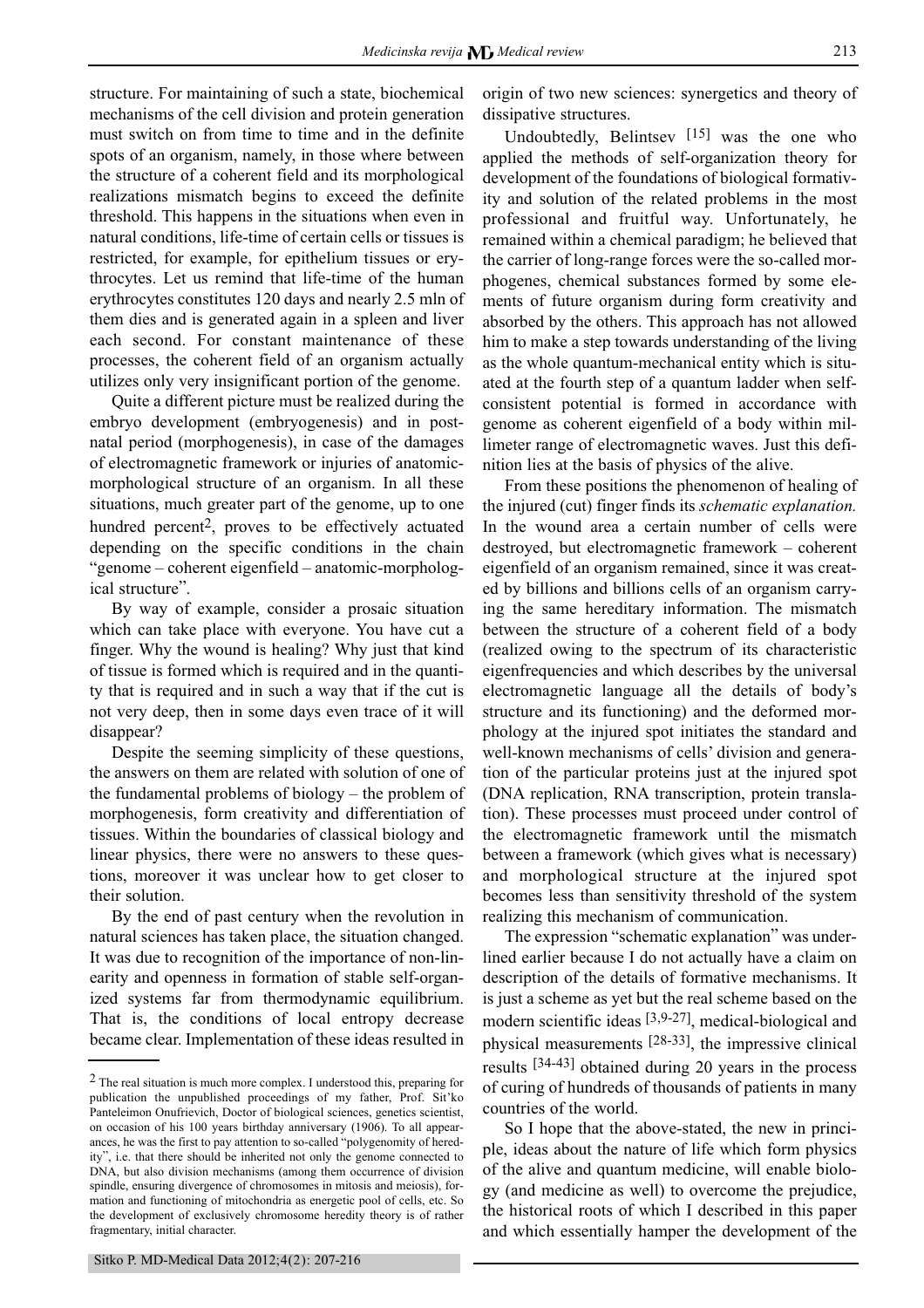structure. For maintaining of such a state, biochemical mechanisms of the cell division and protein generation must switch on from time to time and in the definite spots of an organism, namely, in those where between the structure of a coherent field and its morphological realizations mismatch begins to exceed the definite threshold. This happens in the situations when even in natural conditions, life-time of certain cells or tissues is restricted, for example, for epithelium tissues or erythrocytes. Let us remind that life-time of the human erythrocytes constitutes 120 days and nearly 2.5 mln of them dies and is generated again in a spleen and liver each second. For constant maintenance of these processes, the coherent field of an organism actually utilizes only very insignificant portion of the genome.

Quite a different picture must be realized during the embryo development (embryogenesis) and in post-natal period (morphogenesis), in case of the damages of electromagnetic framework or injuries of anatomic-morphological structure of an organism. In all these situations, much greater part of the genome, up to one hundred percent[2], proves to be effectively actuated depending on the specific conditions in the chain "genome – coherent eigenfield – anatomic-morphological structure".

By way of example, consider a prosaic situation which can take place with everyone. You have cut a finger. Why the wound is healing? Why just that kind of tissue is formed which is required and in the quantity that is required and in such a way that if the cut is not very deep, then in some days even trace of it will disappear?

Despite the seeming simplicity of these questions, the answers on them are related with solution of one of the fundamental problems of biology – the problem of morphogenesis, form creativity and differentiation of tissues. Within the boundaries of classical biology and linear physics, there were no answers to these questions, moreover it was unclear how to get closer to their solution.

By the end of past century when the revolution in natural sciences has taken place, the situation changed. It was due to recognition of the importance of non-linearity and openness in formation of stable self-organized systems far from thermodynamic equilibrium. That is, the conditions of local entropy decrease became clear. Implementation of these ideas resulted in origin of two new sciences: synergetics and theory of dissipative structures.

Undoubtedly, Belintsev [15] was the one who applied the methods of self-organization theory for development of the foundations of biological formativity and solution of the related problems in the most professional and fruitful way. Unfortunately, he remained within a chemical paradigm; he believed that the carrier of long-range forces were the so-called morphogenes, chemical substances formed by some elements of future organism during form creativity and absorbed by the others. This approach has not allowed him to make a step towards understanding of the living as the whole quantum-mechanical entity which is situated at the fourth step of a quantum ladder when self-consistent potential is formed in accordance with genome as coherent eigenfield of a body within millimeter range of electromagnetic waves. Just this definition lies at the basis of physics of the alive.

From these positions the phenomenon of healing of the injured (cut) finger finds its *schematic explanation.* In the wound area a certain number of cells were destroyed, but electromagnetic framework – coherent eigenfield of an organism remained, since it was created by billions and billions cells of an organism carrying the same hereditary information. The mismatch between the structure of a coherent field of a body (realized owing to the spectrum of its characteristic eigenfrequencies and which describes by the universal electromagnetic language all the details of body's structure and its functioning) and the deformed morphology at the injured spot initiates the standard and well-known mechanisms of cells' division and generation of the particular proteins just at the injured spot (DNA replication, RNA transcription, protein translation). These processes must proceed under control of the electromagnetic framework until the mismatch between a framework (which gives what is necessary) and morphological structure at the injured spot becomes less than sensitivity threshold of the system realizing this mechanism of communication.

The expression "schematic explanation" was underlined earlier because I do not actually have a claim on description of the details of formative mechanisms. It is just a scheme as yet but the real scheme based on the modern scientific ideas [3,9-27], medical-biological and physical measurements [28-33], the impressive clinical results [34-43] obtained during 20 years in the process of curing of hundreds of thousands of patients in many countries of the world.

So I hope that the above-stated, the new in principle, ideas about the nature of life which form physics of the alive and quantum medicine, will enable biology (and medicine as well) to overcome the prejudice, the historical roots of which I described in this paper and which essentially hamper the development of the

---

[2] The real situation is much more complex. I understood this, preparing for publication the unpublished proceedings of my father, Prof. Sit'ko Panteleimon Onufrievich, Doctor of biological sciences, genetics scientist, on occasion of his 100 years birthday anniversary (1906). To all appearances, he was the first to pay attention to so-called "polygenomity of heredity", i.e. that there should be inherited not only the genome connected to DNA, but also division mechanisms (among them occurrence of division spindle, ensuring divergence of chromosomes in mitosis and meiosis), formation and functioning of mitochondria as energetic pool of cells, etc. So the development of exclusively chromosome heredity theory is of rather fragmentary, initial character.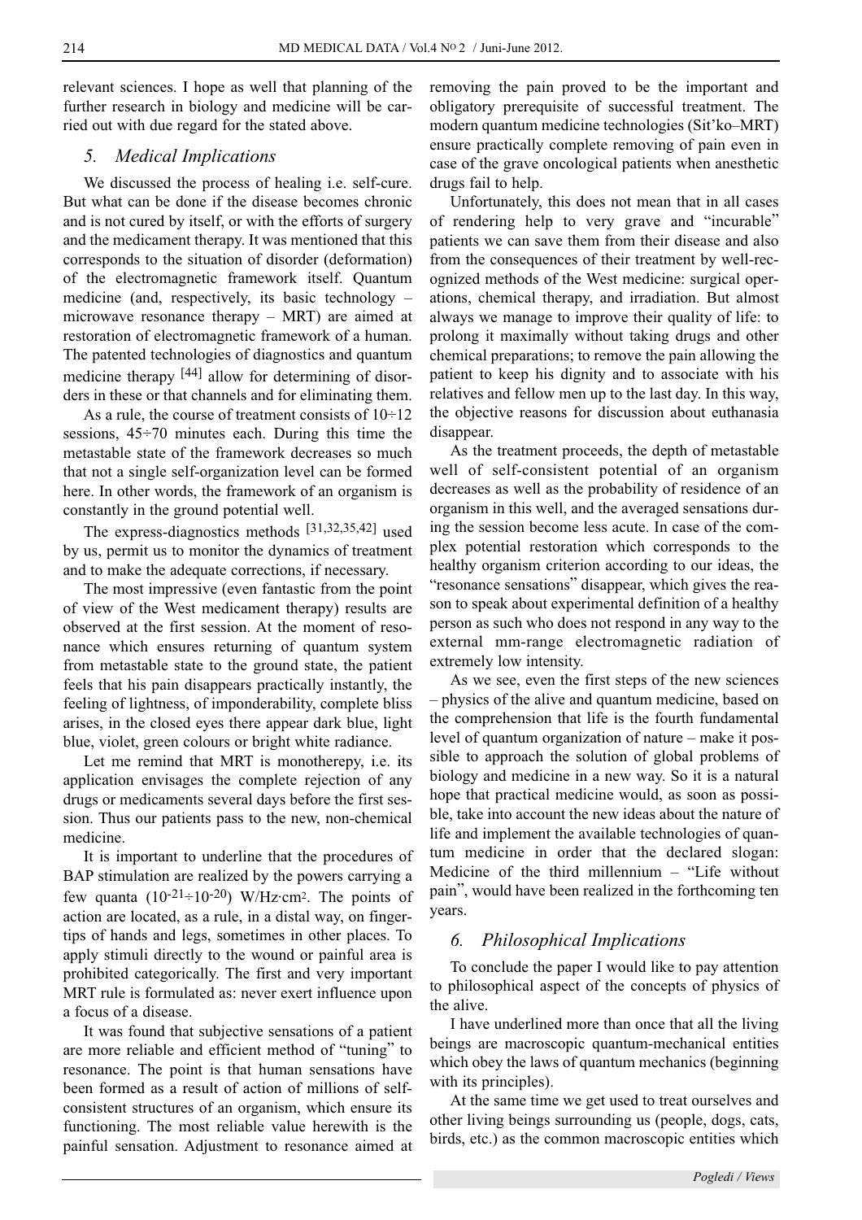relevant sciences. I hope as well that planning of the further research in biology and medicine will be carried out with due regard for the stated above.

## *5. Medical Implications*

We discussed the process of healing i.e. self-cure. But what can be done if the disease becomes chronic and is not cured by itself, or with the efforts of surgery and the medicament therapy. It was mentioned that this corresponds to the situation of disorder (deformation) of the electromagnetic framework itself. Quantum medicine (and, respectively, its basic technology – microwave resonance therapy – MRT) are aimed at restoration of electromagnetic framework of a human. The patented technologies of diagnostics and quantum medicine therapy [44] allow for determining of disorders in these or that channels and for eliminating them.

As a rule, the course of treatment consists of 10÷12 sessions, 45÷70 minutes each. During this time the metastable state of the framework decreases so much that not a single self-organization level can be formed here. In other words, the framework of an organism is constantly in the ground potential well.

The express-diagnostics methods [31,32,35,42] used by us, permit us to monitor the dynamics of treatment and to make the adequate corrections, if necessary.

The most impressive (even fantastic from the point of view of the West medicament therapy) results are observed at the first session. At the moment of resonance which ensures returning of quantum system from metastable state to the ground state, the patient feels that his pain disappears practically instantly, the feeling of lightness, of imponderability, complete bliss arises, in the closed eyes there appear dark blue, light blue, violet, green colours or bright white radiance.

Let me remind that MRT is monotherepy, i.e. its application envisages the complete rejection of any drugs or medicaments several days before the first session. Thus our patients pass to the new, non-chemical medicine.

It is important to underline that the procedures of BAP stimulation are realized by the powers carrying a few quanta ($10^{-21}$÷$10^{-20}$) W/Hz·cm². The points of action are located, as a rule, in a distal way, on fingertips of hands and legs, sometimes in other places. To apply stimuli directly to the wound or painful area is prohibited categorically. The first and very important MRT rule is formulated as: never exert influence upon a focus of a disease.

It was found that subjective sensations of a patient are more reliable and efficient method of "tuning" to resonance. The point is that human sensations have been formed as a result of action of millions of self-consistent structures of an organism, which ensure its functioning. The most reliable value herewith is the painful sensation. Adjustment to resonance aimed at removing the pain proved to be the important and obligatory prerequisite of successful treatment. The modern quantum medicine technologies (Sit'ko–MRT) ensure practically complete removing of pain even in case of the grave oncological patients when anesthetic drugs fail to help.

Unfortunately, this does not mean that in all cases of rendering help to very grave and "incurable" patients we can save them from their disease and also from the consequences of their treatment by well-recognized methods of the West medicine: surgical operations, chemical therapy, and irradiation. But almost always we manage to improve their quality of life: to prolong it maximally without taking drugs and other chemical preparations; to remove the pain allowing the patient to keep his dignity and to associate with his relatives and fellow men up to the last day. In this way, the objective reasons for discussion about euthanasia disappear.

As the treatment proceeds, the depth of metastable well of self-consistent potential of an organism decreases as well as the probability of residence of an organism in this well, and the averaged sensations during the session become less acute. In case of the complex potential restoration which corresponds to the healthy organism criterion according to our ideas, the "resonance sensations" disappear, which gives the reason to speak about experimental definition of a healthy person as such who does not respond in any way to the external mm-range electromagnetic radiation of extremely low intensity.

As we see, even the first steps of the new sciences – physics of the alive and quantum medicine, based on the comprehension that life is the fourth fundamental level of quantum organization of nature – make it possible to approach the solution of global problems of biology and medicine in a new way. So it is a natural hope that practical medicine would, as soon as possible, take into account the new ideas about the nature of life and implement the available technologies of quantum medicine in order that the declared slogan: Medicine of the third millennium – "Life without pain", would have been realized in the forthcoming ten years.

## *6. Philosophical Implications*

To conclude the paper I would like to pay attention to philosophical aspect of the concepts of physics of the alive.

I have underlined more than once that all the living beings are macroscopic quantum-mechanical entities which obey the laws of quantum mechanics (beginning with its principles).

At the same time we get used to treat ourselves and other living beings surrounding us (people, dogs, cats, birds, etc.) as the common macroscopic entities which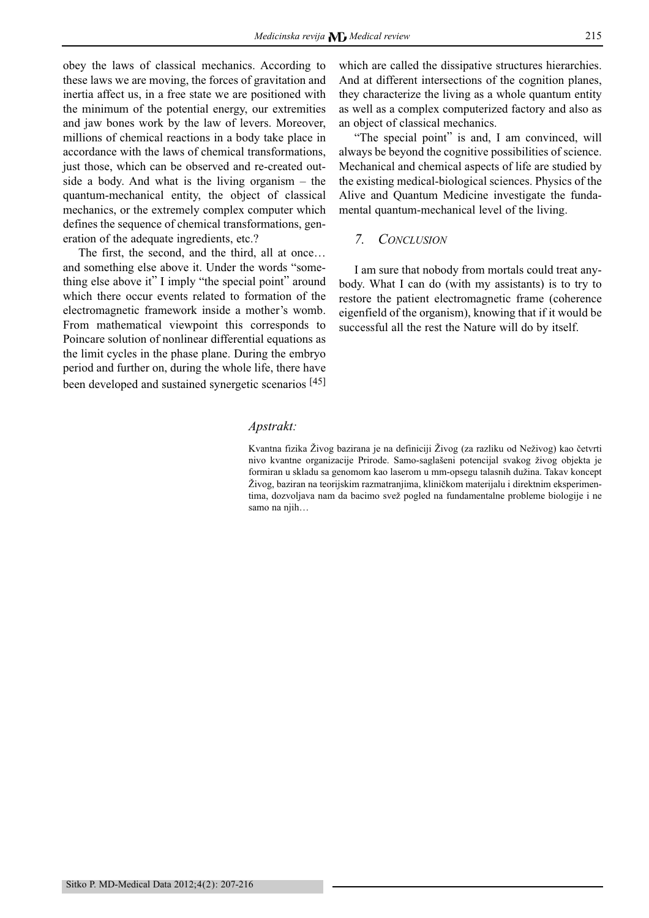obey the laws of classical mechanics. According to these laws we are moving, the forces of gravitation and inertia affect us, in a free state we are positioned with the minimum of the potential energy, our extremities and jaw bones work by the law of levers. Moreover, millions of chemical reactions in a body take place in accordance with the laws of chemical transformations, just those, which can be observed and re-created outside a body. And what is the living organism – the quantum-mechanical entity, the object of classical mechanics, or the extremely complex computer which defines the sequence of chemical transformations, generation of the adequate ingredients, etc.?

The first, the second, and the third, all at once… and something else above it. Under the words "something else above it" I imply "the special point" around which there occur events related to formation of the electromagnetic framework inside a mother's womb. From mathematical viewpoint this corresponds to Poincare solution of nonlinear differential equations as the limit cycles in the phase plane. During the embryo period and further on, during the whole life, there have been developed and sustained synergetic scenarios [45] which are called the dissipative structures hierarchies. And at different intersections of the cognition planes, they characterize the living as a whole quantum entity as well as a complex computerized factory and also as an object of classical mechanics.

"The special point" is and, I am convinced, will always be beyond the cognitive possibilities of science. Mechanical and chemical aspects of life are studied by the existing medical-biological sciences. Physics of the Alive and Quantum Medicine investigate the fundamental quantum-mechanical level of the living.

## 7. Conclusion

I am sure that nobody from mortals could treat anybody. What I can do (with my assistants) is to try to restore the patient electromagnetic frame (coherence eigenfield of the organism), knowing that if it would be successful all the rest the Nature will do by itself.

### *Apstrakt:*

Kvantna fizika Živog bazirana je na definiciji Živog (za razliku od Neživog) kao četvrti nivo kvantne organizacije Prirode. Samo-saglašeni potencijal svakog živog objekta je formiran u skladu sa genomom kao laserom u mm-opsegu talasnih dužina. Takav koncept Živog, baziran na teorijskim razmatranjima, kliničkom materijalu i direktnim eksperimentima, dozvoljava nam da bacimo svež pogled na fundamentalne probleme biologije i ne samo na njih…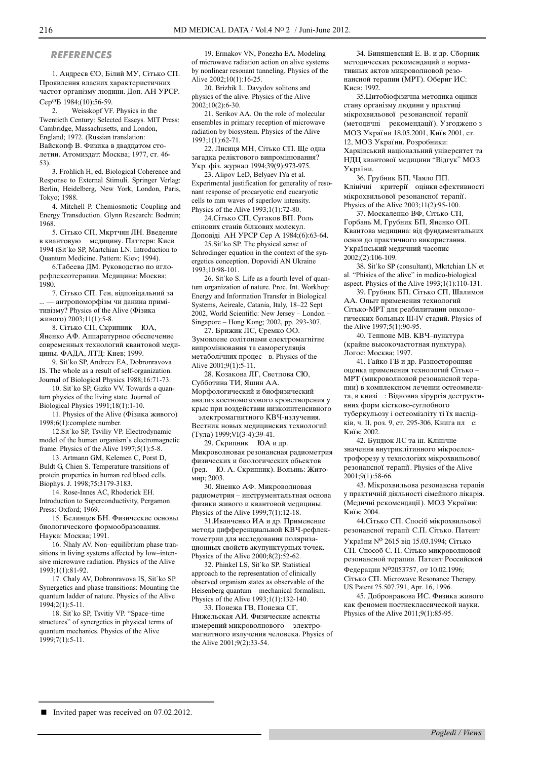## REFERENCES

1. Андреєв ЄО, Білий МУ, Сітько СП. Проявлення власних характеристичних частот організму людини. Доп. АН УРСР. Сер$^{o}$Б 1984;(10):56-59.

2. Weisskopf VF. Physics in the Twentieth Century: Selected Esseys. MIT Press: Cambridge, Massachusetts, and London, England; 1972. (Russian translation: Вайскопф В. Физика в двадцатом столетии. Атомиздат: Москва; 1977, ст. 46-53).

3. Frohlich H, ed. Biological Coherence and Response to External Stimuli. Springer Verlag: Berlin, Heidelberg, New York, London, Paris, Tokyo; 1988.

4. Mitchell P. Chemiosmotic Coupling and Energy Transduction. Glynn Research: Bodmin; 1968.

5. Сітько СП, Мкртчян ЛН. Введение в квантовую медицину. Паттерн: Киев 1994 (Sit`ko SP, Martchian LN. Introduction to Quantum Medicine. Pattern: Kiev; 1994).

6. Табеева ДМ. Руководство по иглорефлексотерапии. Медицина: Москва; 1980.

7. Сітько СП. Ген, відповідальний за ... — антропоморфізм чи данина примітивізму? Physics of the Alive (Фізика живого) 2003;11(1):5-8.

8. Сітько СП, Скрипник ЮА, Яненко АФ. Аппаратурное обеспечение современных технологий квантовой медицины. ФАДА, ЛТД: Киев; 1999.

9. Sit`ko SP, Andreev EA, Dobronravova IS. The whole as a result of self-organization. Journal of Biological Physics 1988;16:71-73.

10. Sit`ko SP, Gizko VV. Towards a quantum physics of the living state. Journal of Biological Physics 1991;18(1):1-10.

11. Physics of the Alive (Фізика живого) 1998;6(1):complete number.

12. Sit`ko SP, Tsviliy VP. Electrodynamic model of the human organism`s electromagnetic frame. Physics of the Alive 1997;5(1):5-8.

13. Artmann GM, Kelemen C, Porst D, Buldt G, Chien S. Temperature transitions of protein properties in human red blood cells. Biophys. J. 1998;75:3179-3183.

14. Rose-Innes AC, Rhoderick EH. Introduction to Superconductivity, Pergamon Press: Oxford; 1969.

15. Белинцев БН. Физические основы биологического формообразования. Наука: Москва; 1991.

16. Ñhaly AV. Non–equilibrium phase transitions in living systems affected by low–intensive microwave radiation. Physics of the Alive 1993;1(1):81-92.

17. Chaly AV, Dobronravova IS, Sit`ko SP. Synergetics and phase transitions: Mounting the quantum ladder of nature. Physics of the Alive 1994;2(1):5-11.

18. Sit`ko SP, Tsvitiy VP. "Space–time structures" of synergetics in physical terms of quantum mechanics. Physics of the Alive 1999;7(1):5-11.

19. Ermakov VN, Ponezha EA. Modeling of microwave radiation action on alive systems by nonlinear resonant tunneling. Physics of the Alive 2002;10(1):16-25.

20. Brizhik L. Davydov solitons and physics of the alive. Physics of the Alive 2002;10(2):6-30.

21. Serikov AA. On the role of molecular ensembles in primary reception of microwave radiation by biosystem. Physics of the Alive 1993;1(1):62-71.

22. Лисиця МН, Сітько СП. Ще одна загадка реліктового випромінювання? Укр. фіз. журнал 1994;39(9):973-975.

23. Alipov LeD, Belyaev IYa et al. Experimental justification for generality of resonant response of procaryotic end eucaryotic cells to mm waves of superlow intensity. Physics of the Alive 1993;1(1):72-80.

24. Сітько СП, Сугаков ВП. Роль спінових станів білкових молекул. Доповіді АН УРСР Сер А 1984;(6):63-64.

25. Sit`ko SP. The physical sense of Schrodinger equation in the context of the synergetics conception. Dopovidi AN Ukraine 1993;10:98-101.

26. Sit`ko S. Life as a fourth level of quantum organization of nature. Proc. Int. Workhop: Energy and Information Transfer in Biological Systems, Acireale, Catania, Italy, 18–22 Sept 2002, World Scientific: New Jersey – London – Singapore – Hong Kong; 2002, pp. 293-307.

27. Брижик ЛС, Єремко ОО. Зумовлене солітонами електромагнітне випромінювання та саморегуляція метаболічних процесів. Physics of the Alive 2001;9(1):5-11.

28. Козакова ЛГ, Светлова СЮ, Субботина ТИ, Яшин АА. Морфологический и биофизический анализ костномозгового кроветворения у крыс при воздействии низкоинтенсивного электромагнитного КВЧ-излучения. Вестник новых медицинских технологий (Тула) 1999;VI(3-4):39-41.

29. Скрипник ЮА и др. Микроволновая резонансная радиометрия физических и биологических объектов (ред. Ю. А. Скрипник). Волынь: Житомир; 2003.

30. Яненко АФ. Микроволновая радиометрия – инструментальтная основа физики живого и квантовой медицины. Physics of the Alive 1999;7(1):12-18.

31. Иванченко ИА и др. Применение метода дифференциальной КВЧ-рефлектометрии для исследования поляризационных свойств акупунктурных точек. Physics of the Alive 2000;8(2):52-62.

32. Phinkel LS, Sit`ko SP. Statistical approach to the representation of clinically observed organism states as observable of the Heisenberg quantum – mechanical formalism. Physics of the Alive 1993;1(1):132-140.

33. Понежа ГВ, Понежа СГ, Нижельская АИ. Физические аспекты измерений микроволнового электромагнитного излучения человека. Physics of the Alive 2001;9(2):33-54.

34. Биняшевский Е. В. и др. Сборник методических рекомендаций и нормативных актов микроволновой резонансной терапии (МРТ). Обериг ИС: Киев; 1992.

35. Цитобіофізична методика оцінки стану організму людини у практиці мікрохвильової резонансної терапії (методичні рекомендації). Узгоджено з МОЗ України 18.05.2001, Київ 2001, ст. 12, МОЗ України. Розробники: Харківський національний університет та НДЦ квантової медицини "Відгук" МОЗ України.

36. Грубник БП, Чаяло ПП. Клінічні критерії оцінки ефективності мікрохвильової резонансної терапії. Physics of the Alive 2003;11(2):95-100.

37. Москаленко ВФ, Сітько СП, Горбань М, Грубник БП, Яненко ОП. Квантова медицина: від фундаментальних основ до практичного використання. Український медичний часопис 2002;(2):106-109.

38. Sit`ko SP (consultant), Mkrtchian LN et al. "Phisics of the alive" in medico-biological aspect. Physics of the Alive 1993;1(1):110-131.

39. Грубник БП, Сітько СП, Шалимов АА. Опыт применения технологий Сітько-МРТ для реабилитации онкологических больных III-IV стадий. Physics of the Alive 1997;5(1):90-95.

40. Теппоне МВ. КВЧ–пунктура (крайне высокочастотная пунктура). Логос: Москва; 1997.

41. Гайко ГВ и др. Разносторонняя оценка применения технологий Сітько – МРТ (микроволновой резонансной терапии) в комплексном лечении остеомиелита, в книзі: Відновна хірургія деструктивних форм кістково-суглобного туберкульозу і остеоміэліту ті їх наслідків, ч. II, роз. 9, ст. 295-306, Книга плюс: Київ; 2002.

42. Бундюк ЛС та ін. Клінічне значення внутриклітинного мікроелектрофорезу у технологіях мікрохвильової резонансної терапії. Physics of the Alive 2001;9(1):58-66.

43. Мікрохвильова резонансна терапія у практичній діяльності сімейного лікарія. (Медичні рекомендації). МОЗ України: Київ; 2004.

44. Сітько СП. Спосіб мікрохвильової резонансної терапії С.П. Сітько. Патент України N$^{o}$ 2615 від 15.03.1994; Сітько СП. Способ С. П. Сітько микроволновой резонансной терапии. Патент Российской Федерации N$^{o}$2053757, от 10.02.1996; Сітько СП. Microwave Resonance Therapy. US Patent ?5.507.791, Apr. 16, 1996.

45. Добронравова ИС. Физика живого как феномен постнеклассической науки. Physics of the Alive 2011;9(1):85-95.

■ Invited paper was received on 07.02.2012.